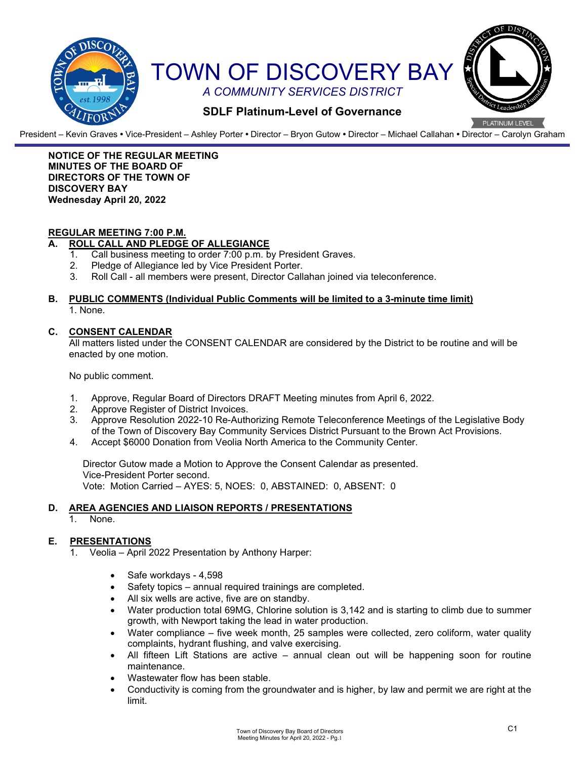# TOWN OF DISCOVERY BAY

*A COMMUNITY SERVICES DISTRICT*

**SDLF Platinum-Level of Governance**

President – Kevin Graves • Vice-President – Ashley Porter • Director – Bryon Gutow • Director – Michael Callahan • Director – Carolyn Graham

**NOTICE OF THE REGULAR MEETING MINUTES OF THE BOARD OF DIRECTORS OF THE TOWN OF DISCOVERY BAY**
**Wednesday April 20, 2022**

**REGULAR MEETING 7:00 P.M.**

## A. ROLL CALL AND PLEDGE OF ALLEGIANCE

1. Call business meeting to order 7:00 p.m. by President Graves.
2. Pledge of Allegiance led by Vice President Porter.
3. Roll Call - all members were present, Director Callahan joined via teleconference.

## B. PUBLIC COMMENTS (Individual Public Comments will be limited to a 3-minute time limit)

1. None.

## C. CONSENT CALENDAR

All matters listed under the CONSENT CALENDAR are considered by the District to be routine and will be enacted by one motion.

No public comment.

1. Approve, Regular Board of Directors DRAFT Meeting minutes from April 6, 2022.
2. Approve Register of District Invoices.
3. Approve Resolution 2022-10 Re-Authorizing Remote Teleconference Meetings of the Legislative Body of the Town of Discovery Bay Community Services District Pursuant to the Brown Act Provisions.
4. Accept $6000 Donation from Veolia North America to the Community Center.

Director Gutow made a Motion to Approve the Consent Calendar as presented.
Vice-President Porter second.
Vote: Motion Carried – AYES: 5, NOES: 0, ABSTAINED: 0, ABSENT: 0

## D. AREA AGENCIES AND LIAISON REPORTS / PRESENTATIONS

1. None.

## E. PRESENTATIONS

1. Veolia – April 2022 Presentation by Anthony Harper:

- Safe workdays - 4,598
- Safety topics – annual required trainings are completed.
- All six wells are active, five are on standby.
- Water production total 69MG, Chlorine solution is 3,142 and is starting to climb due to summer growth, with Newport taking the lead in water production.
- Water compliance – five week month, 25 samples were collected, zero coliform, water quality complaints, hydrant flushing, and valve exercising.
- All fifteen Lift Stations are active – annual clean out will be happening soon for routine maintenance.
- Wastewater flow has been stable.
- Conductivity is coming from the groundwater and is higher, by law and permit we are right at the limit.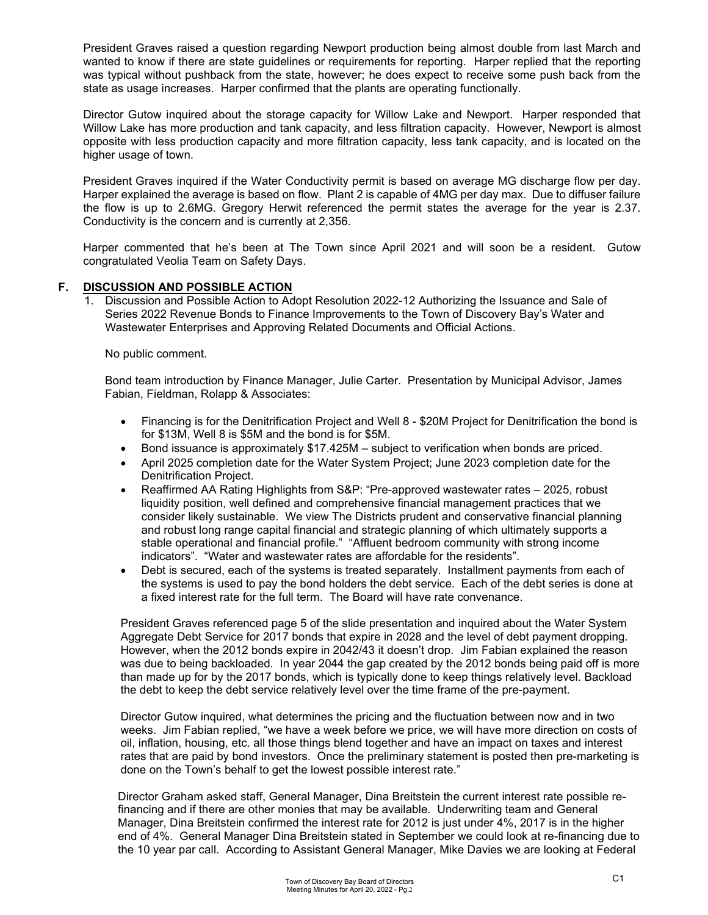President Graves raised a question regarding Newport production being almost double from last March and wanted to know if there are state guidelines or requirements for reporting. Harper replied that the reporting was typical without pushback from the state, however; he does expect to receive some push back from the state as usage increases. Harper confirmed that the plants are operating functionally.

Director Gutow inquired about the storage capacity for Willow Lake and Newport. Harper responded that Willow Lake has more production and tank capacity, and less filtration capacity. However, Newport is almost opposite with less production capacity and more filtration capacity, less tank capacity, and is located on the higher usage of town.

President Graves inquired if the Water Conductivity permit is based on average MG discharge flow per day. Harper explained the average is based on flow. Plant 2 is capable of 4MG per day max. Due to diffuser failure the flow is up to 2.6MG. Gregory Herwit referenced the permit states the average for the year is 2.37. Conductivity is the concern and is currently at 2,356.

Harper commented that he's been at The Town since April 2021 and will soon be a resident. Gutow congratulated Veolia Team on Safety Days.

## F. DISCUSSION AND POSSIBLE ACTION

1. Discussion and Possible Action to Adopt Resolution 2022-12 Authorizing the Issuance and Sale of Series 2022 Revenue Bonds to Finance Improvements to the Town of Discovery Bay's Water and Wastewater Enterprises and Approving Related Documents and Official Actions.

   No public comment.

   Bond team introduction by Finance Manager, Julie Carter. Presentation by Municipal Advisor, James Fabian, Fieldman, Rolapp & Associates:

   - Financing is for the Denitrification Project and Well 8 - $20M Project for Denitrification the bond is for $13M, Well 8 is $5M and the bond is for $5M.
   - Bond issuance is approximately $17.425M – subject to verification when bonds are priced.
   - April 2025 completion date for the Water System Project; June 2023 completion date for the Denitrification Project.
   - Reaffirmed AA Rating Highlights from S&P: "Pre-approved wastewater rates – 2025, robust liquidity position, well defined and comprehensive financial management practices that we consider likely sustainable. We view The Districts prudent and conservative financial planning and robust long range capital financial and strategic planning of which ultimately supports a stable operational and financial profile." "Affluent bedroom community with strong income indicators". "Water and wastewater rates are affordable for the residents".
   - Debt is secured, each of the systems is treated separately. Installment payments from each of the systems is used to pay the bond holders the debt service. Each of the debt series is done at a fixed interest rate for the full term. The Board will have rate convenance.

   President Graves referenced page 5 of the slide presentation and inquired about the Water System Aggregate Debt Service for 2017 bonds that expire in 2028 and the level of debt payment dropping. However, when the 2012 bonds expire in 2042/43 it doesn't drop. Jim Fabian explained the reason was due to being backloaded. In year 2044 the gap created by the 2012 bonds being paid off is more than made up for by the 2017 bonds, which is typically done to keep things relatively level. Backload the debt to keep the debt service relatively level over the time frame of the pre-payment.

   Director Gutow inquired, what determines the pricing and the fluctuation between now and in two weeks. Jim Fabian replied, "we have a week before we price, we will have more direction on costs of oil, inflation, housing, etc. all those things blend together and have an impact on taxes and interest rates that are paid by bond investors. Once the preliminary statement is posted then pre-marketing is done on the Town's behalf to get the lowest possible interest rate."

   Director Graham asked staff, General Manager, Dina Breitstein the current interest rate possible re-financing and if there are other monies that may be available. Underwriting team and General Manager, Dina Breitstein confirmed the interest rate for 2012 is just under 4%, 2017 is in the higher end of 4%. General Manager Dina Breitstein stated in September we could look at re-financing due to the 10 year par call. According to Assistant General Manager, Mike Davies we are looking at Federal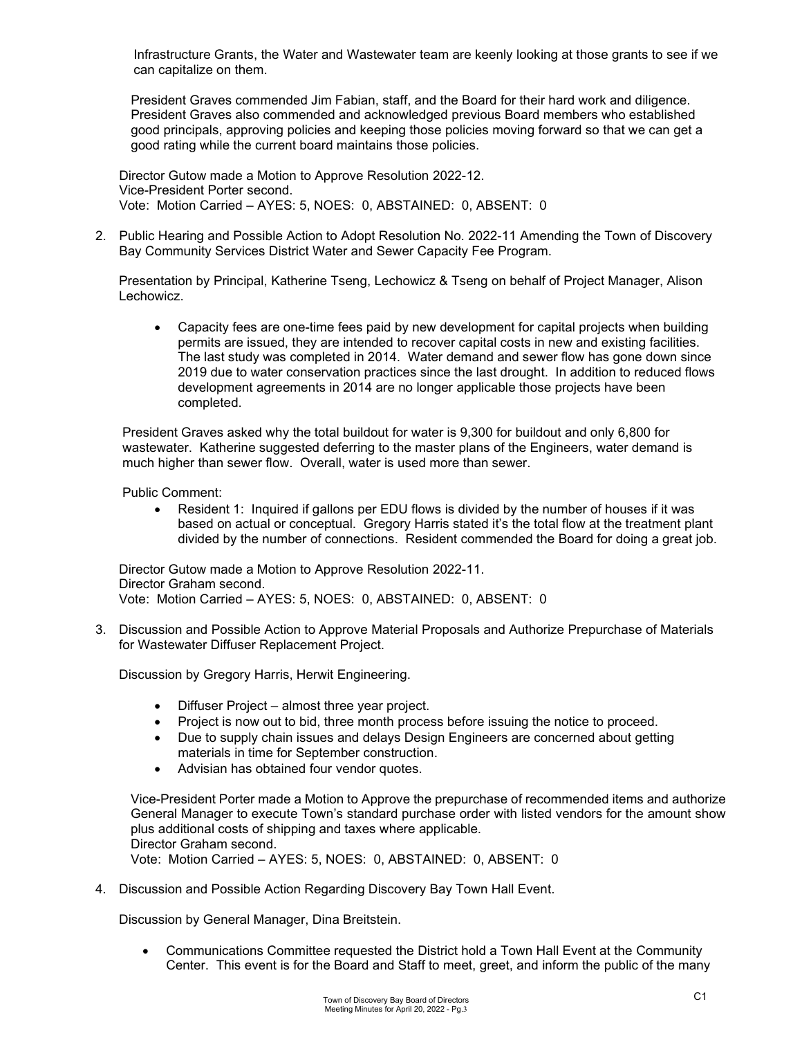Infrastructure Grants, the Water and Wastewater team are keenly looking at those grants to see if we can capitalize on them.

President Graves commended Jim Fabian, staff, and the Board for their hard work and diligence. President Graves also commended and acknowledged previous Board members who established good principals, approving policies and keeping those policies moving forward so that we can get a good rating while the current board maintains those policies.

Director Gutow made a Motion to Approve Resolution 2022-12.
Vice-President Porter second.
Vote: Motion Carried – AYES: 5, NOES: 0, ABSTAINED: 0, ABSENT: 0

2. Public Hearing and Possible Action to Adopt Resolution No. 2022-11 Amending the Town of Discovery Bay Community Services District Water and Sewer Capacity Fee Program.

   Presentation by Principal, Katherine Tseng, Lechowicz & Tseng on behalf of Project Manager, Alison Lechowicz.

   - Capacity fees are one-time fees paid by new development for capital projects when building permits are issued, they are intended to recover capital costs in new and existing facilities. The last study was completed in 2014. Water demand and sewer flow has gone down since 2019 due to water conservation practices since the last drought. In addition to reduced flows development agreements in 2014 are no longer applicable those projects have been completed.

   President Graves asked why the total buildout for water is 9,300 for buildout and only 6,800 for wastewater. Katherine suggested deferring to the master plans of the Engineers, water demand is much higher than sewer flow. Overall, water is used more than sewer.

   Public Comment:

   - Resident 1: Inquired if gallons per EDU flows is divided by the number of houses if it was based on actual or conceptual. Gregory Harris stated it's the total flow at the treatment plant divided by the number of connections. Resident commended the Board for doing a great job.

   Director Gutow made a Motion to Approve Resolution 2022-11.
   Director Graham second.
   Vote: Motion Carried – AYES: 5, NOES: 0, ABSTAINED: 0, ABSENT: 0

3. Discussion and Possible Action to Approve Material Proposals and Authorize Prepurchase of Materials for Wastewater Diffuser Replacement Project.

   Discussion by Gregory Harris, Herwit Engineering.

   - Diffuser Project – almost three year project.
   - Project is now out to bid, three month process before issuing the notice to proceed.
   - Due to supply chain issues and delays Design Engineers are concerned about getting materials in time for September construction.
   - Advisian has obtained four vendor quotes.

   Vice-President Porter made a Motion to Approve the prepurchase of recommended items and authorize General Manager to execute Town's standard purchase order with listed vendors for the amount show plus additional costs of shipping and taxes where applicable.
   Director Graham second.
   Vote: Motion Carried – AYES: 5, NOES: 0, ABSTAINED: 0, ABSENT: 0

4. Discussion and Possible Action Regarding Discovery Bay Town Hall Event.

   Discussion by General Manager, Dina Breitstein.

   - Communications Committee requested the District hold a Town Hall Event at the Community Center. This event is for the Board and Staff to meet, greet, and inform the public of the many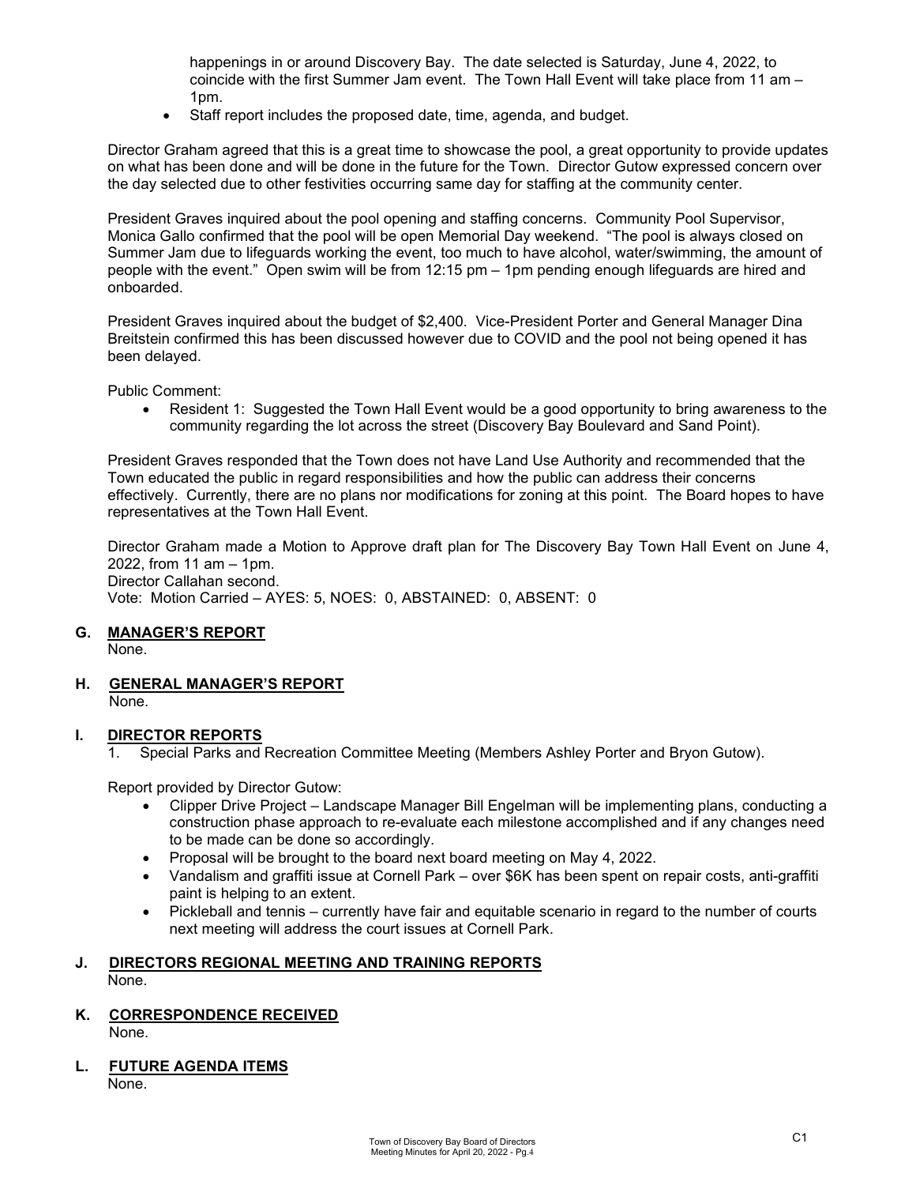happenings in or around Discovery Bay. The date selected is Saturday, June 4, 2022, to coincide with the first Summer Jam event. The Town Hall Event will take place from 11 am – 1pm.

- Staff report includes the proposed date, time, agenda, and budget.

Director Graham agreed that this is a great time to showcase the pool, a great opportunity to provide updates on what has been done and will be done in the future for the Town. Director Gutow expressed concern over the day selected due to other festivities occurring same day for staffing at the community center.

President Graves inquired about the pool opening and staffing concerns. Community Pool Supervisor, Monica Gallo confirmed that the pool will be open Memorial Day weekend. "The pool is always closed on Summer Jam due to lifeguards working the event, too much to have alcohol, water/swimming, the amount of people with the event." Open swim will be from 12:15 pm – 1pm pending enough lifeguards are hired and onboarded.

President Graves inquired about the budget of $2,400. Vice-President Porter and General Manager Dina Breitstein confirmed this has been discussed however due to COVID and the pool not being opened it has been delayed.

Public Comment:

- Resident 1: Suggested the Town Hall Event would be a good opportunity to bring awareness to the community regarding the lot across the street (Discovery Bay Boulevard and Sand Point).

President Graves responded that the Town does not have Land Use Authority and recommended that the Town educated the public in regard responsibilities and how the public can address their concerns effectively. Currently, there are no plans nor modifications for zoning at this point. The Board hopes to have representatives at the Town Hall Event.

Director Graham made a Motion to Approve draft plan for The Discovery Bay Town Hall Event on June 4, 2022, from 11 am – 1pm.
Director Callahan second.
Vote: Motion Carried – AYES: 5, NOES: 0, ABSTAINED: 0, ABSENT: 0

## G. MANAGER'S REPORT

None.

## H. GENERAL MANAGER'S REPORT

None.

## I. DIRECTOR REPORTS

1. Special Parks and Recreation Committee Meeting (Members Ashley Porter and Bryon Gutow).

Report provided by Director Gutow:

- Clipper Drive Project – Landscape Manager Bill Engelman will be implementing plans, conducting a construction phase approach to re-evaluate each milestone accomplished and if any changes need to be made can be done so accordingly.
- Proposal will be brought to the board next board meeting on May 4, 2022.
- Vandalism and graffiti issue at Cornell Park – over $6K has been spent on repair costs, anti-graffiti paint is helping to an extent.
- Pickleball and tennis – currently have fair and equitable scenario in regard to the number of courts next meeting will address the court issues at Cornell Park.

## J. DIRECTORS REGIONAL MEETING AND TRAINING REPORTS

None.

## K. CORRESPONDENCE RECEIVED

None.

## L. FUTURE AGENDA ITEMS

None.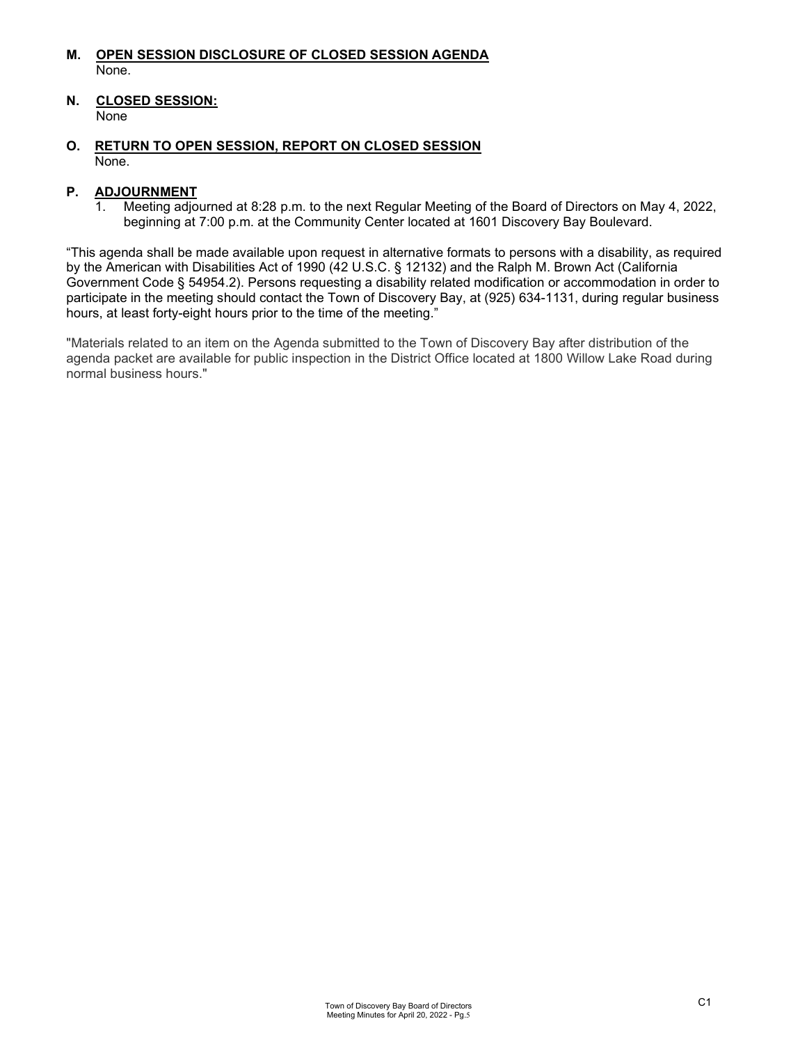**M. <u>OPEN SESSION DISCLOSURE OF CLOSED SESSION AGENDA</u>**
None.

**N. <u>CLOSED SESSION:</u>**
None

**O. <u>RETURN TO OPEN SESSION, REPORT ON CLOSED SESSION</u>**
None.

**P. <u>ADJOURNMENT</u>**

1. Meeting adjourned at 8:28 p.m. to the next Regular Meeting of the Board of Directors on May 4, 2022, beginning at 7:00 p.m. at the Community Center located at 1601 Discovery Bay Boulevard.

"This agenda shall be made available upon request in alternative formats to persons with a disability, as required by the American with Disabilities Act of 1990 (42 U.S.C. § 12132) and the Ralph M. Brown Act (California Government Code § 54954.2). Persons requesting a disability related modification or accommodation in order to participate in the meeting should contact the Town of Discovery Bay, at (925) 634-1131, during regular business hours, at least forty-eight hours prior to the time of the meeting."

"Materials related to an item on the Agenda submitted to the Town of Discovery Bay after distribution of the agenda packet are available for public inspection in the District Office located at 1800 Willow Lake Road during normal business hours."